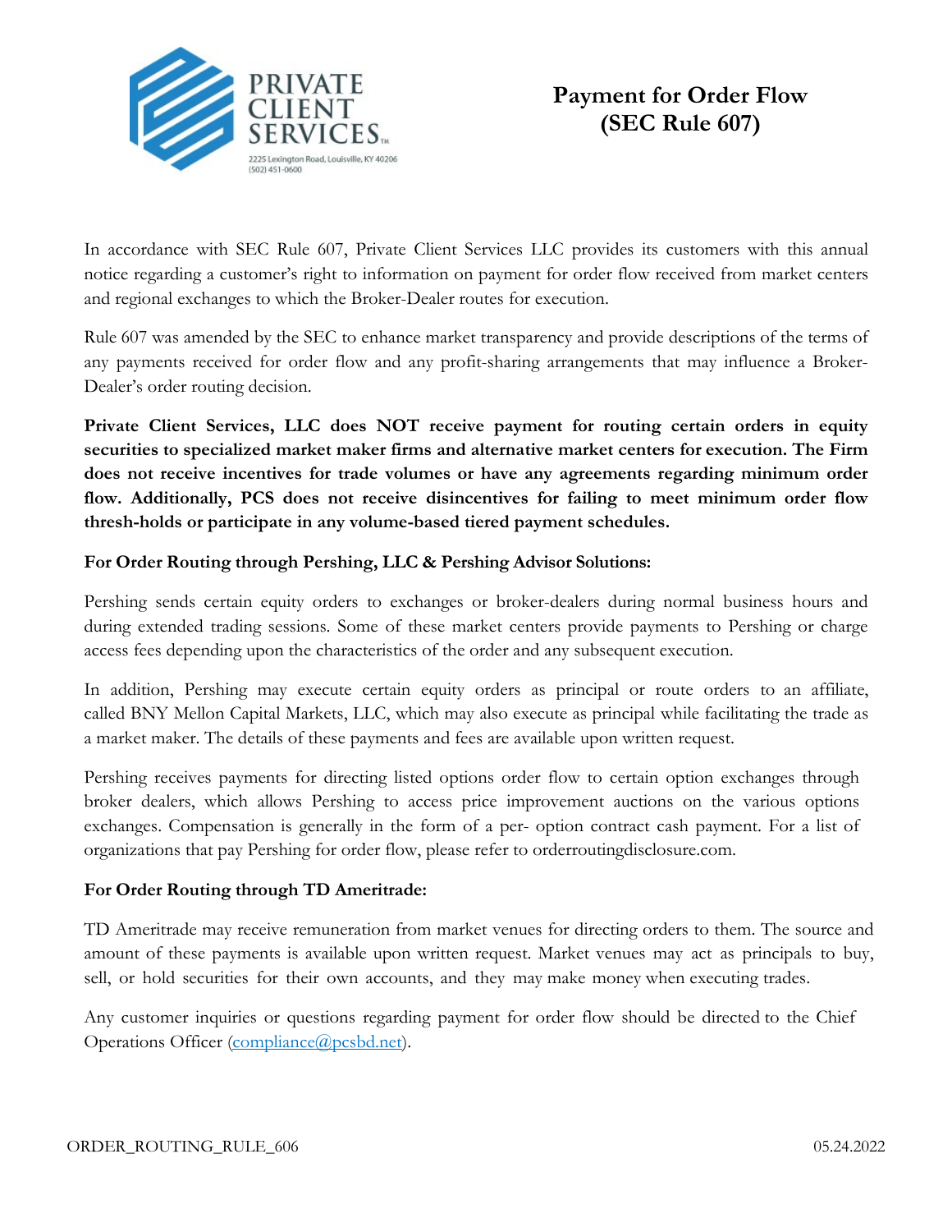PRIVATE CLIENT SERVICES™

2225 Lexington Road, Louisville, KY 40206
(502) 451-0600

# Payment for Order Flow (SEC Rule 607)

In accordance with SEC Rule 607, Private Client Services LLC provides its customers with this annual notice regarding a customer's right to information on payment for order flow received from market centers and regional exchanges to which the Broker-Dealer routes for execution.

Rule 607 was amended by the SEC to enhance market transparency and provide descriptions of the terms of any payments received for order flow and any profit-sharing arrangements that may influence a Broker-Dealer's order routing decision.

**Private Client Services, LLC does NOT receive payment for routing certain orders in equity securities to specialized market maker firms and alternative market centers for execution. The Firm does not receive incentives for trade volumes or have any agreements regarding minimum order flow. Additionally, PCS does not receive disincentives for failing to meet minimum order flow thresh-holds or participate in any volume-based tiered payment schedules.**

**For Order Routing through Pershing, LLC & Pershing Advisor Solutions:**

Pershing sends certain equity orders to exchanges or broker-dealers during normal business hours and during extended trading sessions. Some of these market centers provide payments to Pershing or charge access fees depending upon the characteristics of the order and any subsequent execution.

In addition, Pershing may execute certain equity orders as principal or route orders to an affiliate, called BNY Mellon Capital Markets, LLC, which may also execute as principal while facilitating the trade as a market maker. The details of these payments and fees are available upon written request.

Pershing receives payments for directing listed options order flow to certain option exchanges through broker dealers, which allows Pershing to access price improvement auctions on the various options exchanges. Compensation is generally in the form of a per- option contract cash payment. For a list of organizations that pay Pershing for order flow, please refer to orderroutingdisclosure.com.

**For Order Routing through TD Ameritrade:**

TD Ameritrade may receive remuneration from market venues for directing orders to them. The source and amount of these payments is available upon written request. Market venues may act as principals to buy, sell, or hold securities for their own accounts, and they may make money when executing trades.

Any customer inquiries or questions regarding payment for order flow should be directed to the Chief Operations Officer (compliance@pcsbd.net).

ORDER_ROUTING_RULE_606 05.24.2022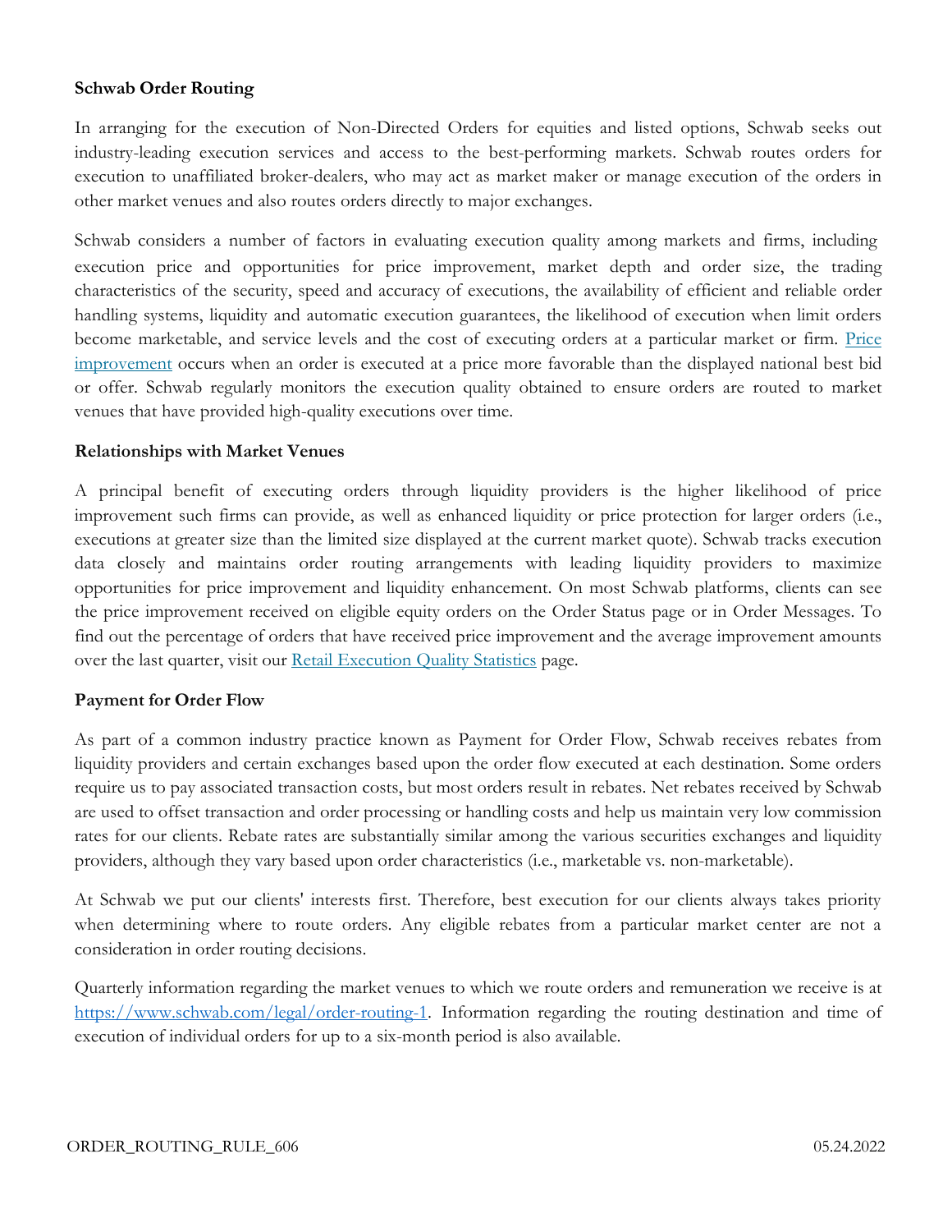**Schwab Order Routing**

In arranging for the execution of Non-Directed Orders for equities and listed options, Schwab seeks out industry-leading execution services and access to the best-performing markets. Schwab routes orders for execution to unaffiliated broker-dealers, who may act as market maker or manage execution of the orders in other market venues and also routes orders directly to major exchanges.

Schwab considers a number of factors in evaluating execution quality among markets and firms, including execution price and opportunities for price improvement, market depth and order size, the trading characteristics of the security, speed and accuracy of executions, the availability of efficient and reliable order handling systems, liquidity and automatic execution guarantees, the likelihood of execution when limit orders become marketable, and service levels and the cost of executing orders at a particular market or firm. Price improvement occurs when an order is executed at a price more favorable than the displayed national best bid or offer. Schwab regularly monitors the execution quality obtained to ensure orders are routed to market venues that have provided high-quality executions over time.

**Relationships with Market Venues**

A principal benefit of executing orders through liquidity providers is the higher likelihood of price improvement such firms can provide, as well as enhanced liquidity or price protection for larger orders (i.e., executions at greater size than the limited size displayed at the current market quote). Schwab tracks execution data closely and maintains order routing arrangements with leading liquidity providers to maximize opportunities for price improvement and liquidity enhancement. On most Schwab platforms, clients can see the price improvement received on eligible equity orders on the Order Status page or in Order Messages. To find out the percentage of orders that have received price improvement and the average improvement amounts over the last quarter, visit our Retail Execution Quality Statistics page.

**Payment for Order Flow**

As part of a common industry practice known as Payment for Order Flow, Schwab receives rebates from liquidity providers and certain exchanges based upon the order flow executed at each destination. Some orders require us to pay associated transaction costs, but most orders result in rebates. Net rebates received by Schwab are used to offset transaction and order processing or handling costs and help us maintain very low commission rates for our clients. Rebate rates are substantially similar among the various securities exchanges and liquidity providers, although they vary based upon order characteristics (i.e., marketable vs. non-marketable).

At Schwab we put our clients' interests first. Therefore, best execution for our clients always takes priority when determining where to route orders. Any eligible rebates from a particular market center are not a consideration in order routing decisions.

Quarterly information regarding the market venues to which we route orders and remuneration we receive is at https://www.schwab.com/legal/order-routing-1. Information regarding the routing destination and time of execution of individual orders for up to a six-month period is also available.

ORDER_ROUTING_RULE_606 05.24.2022